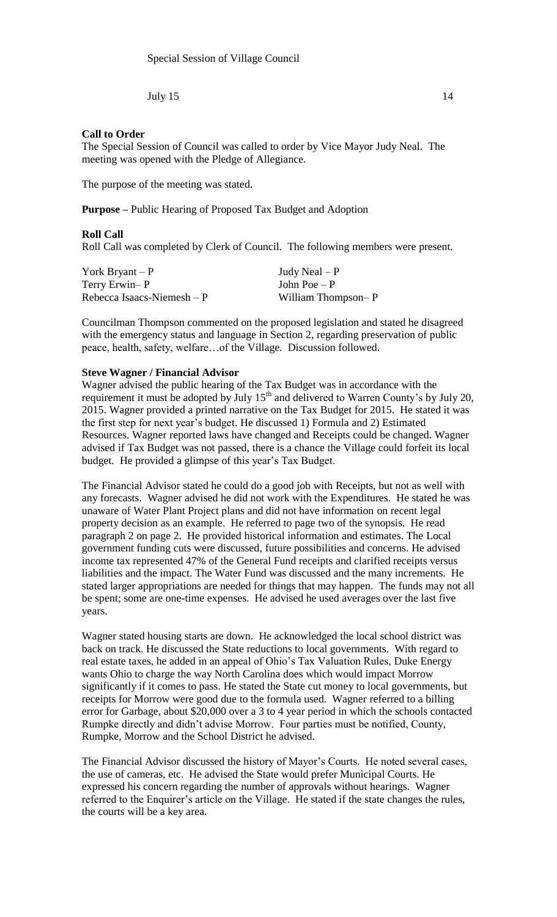Special Session of Village Council

July 15 14

**Call to Order**
The Special Session of Council was called to order by Vice Mayor Judy Neal. The meeting was opened with the Pledge of Allegiance.

The purpose of the meeting was stated.

**Purpose –** Public Hearing of Proposed Tax Budget and Adoption

**Roll Call**
Roll Call was completed by Clerk of Council. The following members were present.

| | |
|---|---|
| York Bryant – P | Judy Neal – P |
| Terry Erwin– P | John Poe – P |
| Rebecca Isaacs-Niemesh – P | William Thompson– P |

Councilman Thompson commented on the proposed legislation and stated he disagreed with the emergency status and language in Section 2, regarding preservation of public peace, health, safety, welfare…of the Village. Discussion followed.

**Steve Wagner / Financial Advisor**
Wagner advised the public hearing of the Tax Budget was in accordance with the requirement it must be adopted by July 15th and delivered to Warren County's by July 20, 2015. Wagner provided a printed narrative on the Tax Budget for 2015. He stated it was the first step for next year's budget. He discussed 1) Formula and 2) Estimated Resources. Wagner reported laws have changed and Receipts could be changed. Wagner advised if Tax Budget was not passed, there is a chance the Village could forfeit its local budget. He provided a glimpse of this year's Tax Budget.

The Financial Advisor stated he could do a good job with Receipts, but not as well with any forecasts. Wagner advised he did not work with the Expenditures. He stated he was unaware of Water Plant Project plans and did not have information on recent legal property decision as an example. He referred to page two of the synopsis. He read paragraph 2 on page 2. He provided historical information and estimates. The Local government funding cuts were discussed, future possibilities and concerns. He advised income tax represented 47% of the General Fund receipts and clarified receipts versus liabilities and the impact. The Water Fund was discussed and the many increments. He stated larger appropriations are needed for things that may happen. The funds may not all be spent; some are one-time expenses. He advised he used averages over the last five years.

Wagner stated housing starts are down. He acknowledged the local school district was back on track. He discussed the State reductions to local governments. With regard to real estate taxes, he added in an appeal of Ohio's Tax Valuation Rules, Duke Energy wants Ohio to charge the way North Carolina does which would impact Morrow significantly if it comes to pass. He stated the State cut money to local governments, but receipts for Morrow were good due to the formula used. Wagner referred to a billing error for Garbage, about $20,000 over a 3 to 4 year period in which the schools contacted Rumpke directly and didn't advise Morrow. Four parties must be notified, County, Rumpke, Morrow and the School District he advised.

The Financial Advisor discussed the history of Mayor's Courts. He noted several cases, the use of cameras, etc. He advised the State would prefer Municipal Courts. He expressed his concern regarding the number of approvals without hearings. Wagner referred to the Enquirer's article on the Village. He stated if the state changes the rules, the courts will be a key area.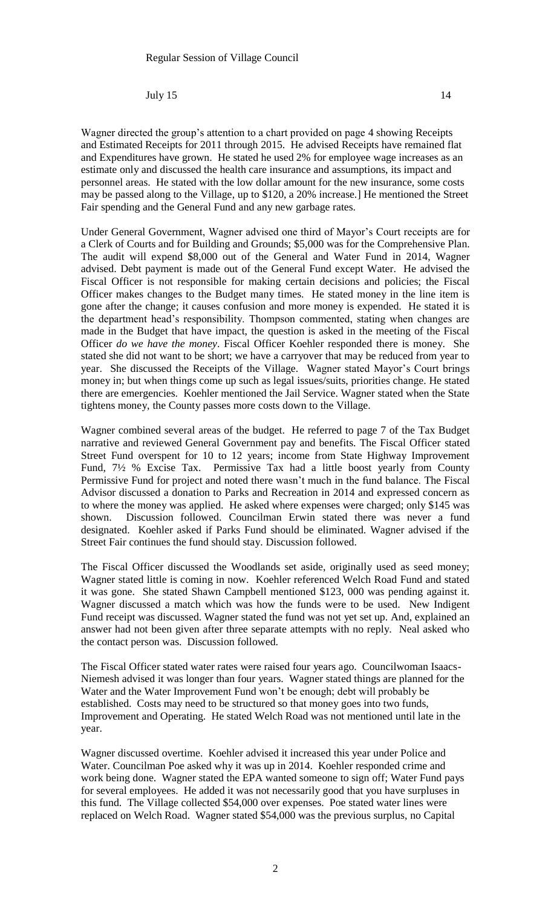Wagner directed the group's attention to a chart provided on page 4 showing Receipts and Estimated Receipts for 2011 through 2015. He advised Receipts have remained flat and Expenditures have grown. He stated he used 2% for employee wage increases as an estimate only and discussed the health care insurance and assumptions, its impact and personnel areas. He stated with the low dollar amount for the new insurance, some costs may be passed along to the Village, up to $120, a 20% increase.] He mentioned the Street Fair spending and the General Fund and any new garbage rates.

Under General Government, Wagner advised one third of Mayor's Court receipts are for a Clerk of Courts and for Building and Grounds; $5,000 was for the Comprehensive Plan. The audit will expend $8,000 out of the General and Water Fund in 2014, Wagner advised. Debt payment is made out of the General Fund except Water. He advised the Fiscal Officer is not responsible for making certain decisions and policies; the Fiscal Officer makes changes to the Budget many times. He stated money in the line item is gone after the change; it causes confusion and more money is expended. He stated it is the department head's responsibility. Thompson commented, stating when changes are made in the Budget that have impact, the question is asked in the meeting of the Fiscal Officer *do we have the money*. Fiscal Officer Koehler responded there is money. She stated she did not want to be short; we have a carryover that may be reduced from year to year. She discussed the Receipts of the Village. Wagner stated Mayor's Court brings money in; but when things come up such as legal issues/suits, priorities change. He stated there are emergencies. Koehler mentioned the Jail Service. Wagner stated when the State tightens money, the County passes more costs down to the Village.

Wagner combined several areas of the budget. He referred to page 7 of the Tax Budget narrative and reviewed General Government pay and benefits. The Fiscal Officer stated Street Fund overspent for 10 to 12 years; income from State Highway Improvement Fund, 7½ % Excise Tax. Permissive Tax had a little boost yearly from County Permissive Fund for project and noted there wasn't much in the fund balance. The Fiscal Advisor discussed a donation to Parks and Recreation in 2014 and expressed concern as to where the money was applied. He asked where expenses were charged; only $145 was shown. Discussion followed. Councilman Erwin stated there was never a fund designated. Koehler asked if Parks Fund should be eliminated. Wagner advised if the Street Fair continues the fund should stay. Discussion followed.

The Fiscal Officer discussed the Woodlands set aside, originally used as seed money; Wagner stated little is coming in now. Koehler referenced Welch Road Fund and stated it was gone. She stated Shawn Campbell mentioned $123, 000 was pending against it. Wagner discussed a match which was how the funds were to be used. New Indigent Fund receipt was discussed. Wagner stated the fund was not yet set up. And, explained an answer had not been given after three separate attempts with no reply. Neal asked who the contact person was. Discussion followed.

The Fiscal Officer stated water rates were raised four years ago. Councilwoman Isaacs-Niemesh advised it was longer than four years. Wagner stated things are planned for the Water and the Water Improvement Fund won't be enough; debt will probably be established. Costs may need to be structured so that money goes into two funds, Improvement and Operating. He stated Welch Road was not mentioned until late in the year.

Wagner discussed overtime. Koehler advised it increased this year under Police and Water. Councilman Poe asked why it was up in 2014. Koehler responded crime and work being done. Wagner stated the EPA wanted someone to sign off; Water Fund pays for several employees. He added it was not necessarily good that you have surpluses in this fund. The Village collected $54,000 over expenses. Poe stated water lines were replaced on Welch Road. Wagner stated $54,000 was the previous surplus, no Capital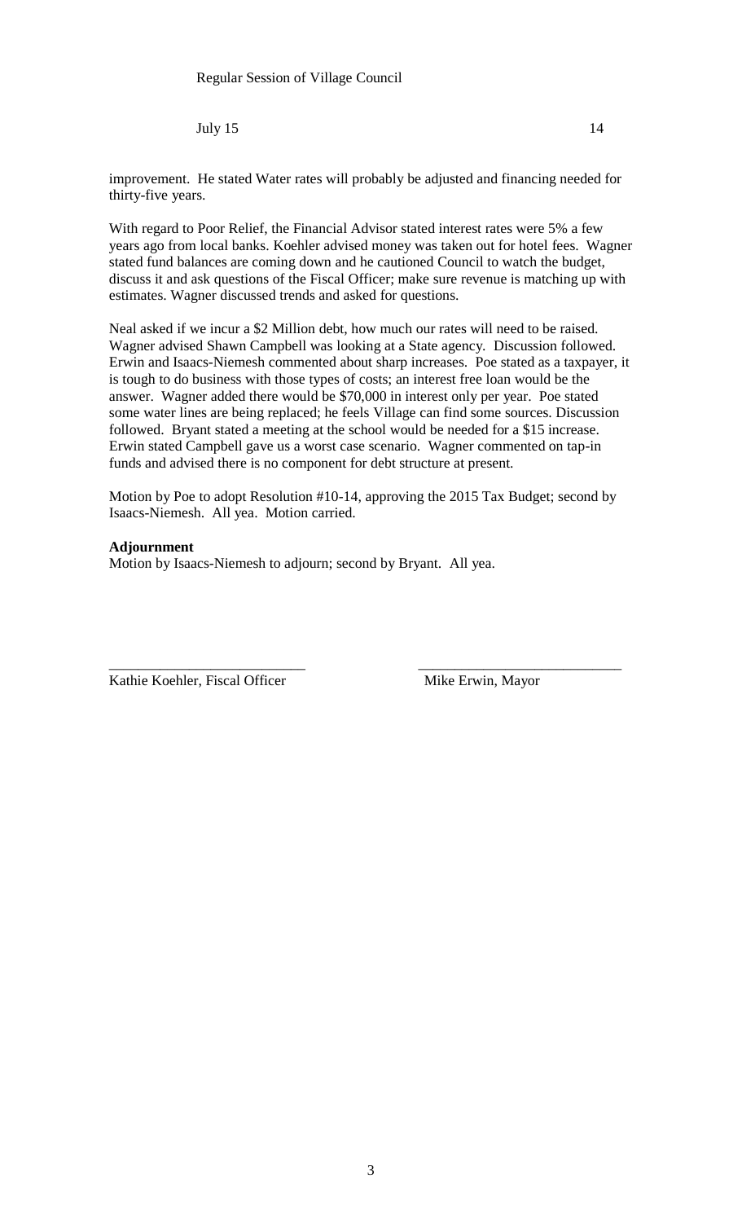improvement. He stated Water rates will probably be adjusted and financing needed for thirty-five years.

With regard to Poor Relief, the Financial Advisor stated interest rates were 5% a few years ago from local banks. Koehler advised money was taken out for hotel fees. Wagner stated fund balances are coming down and he cautioned Council to watch the budget, discuss it and ask questions of the Fiscal Officer; make sure revenue is matching up with estimates. Wagner discussed trends and asked for questions.

Neal asked if we incur a $2 Million debt, how much our rates will need to be raised. Wagner advised Shawn Campbell was looking at a State agency. Discussion followed. Erwin and Isaacs-Niemesh commented about sharp increases. Poe stated as a taxpayer, it is tough to do business with those types of costs; an interest free loan would be the answer. Wagner added there would be $70,000 in interest only per year. Poe stated some water lines are being replaced; he feels Village can find some sources. Discussion followed. Bryant stated a meeting at the school would be needed for a $15 increase. Erwin stated Campbell gave us a worst case scenario. Wagner commented on tap-in funds and advised there is no component for debt structure at present.

Motion by Poe to adopt Resolution #10-14, approving the 2015 Tax Budget; second by Isaacs-Niemesh. All yea. Motion carried.

**Adjournment**
Motion by Isaacs-Niemesh to adjourn; second by Bryant. All yea.

___________________________ ___________________________
Kathie Koehler, Fiscal Officer Mike Erwin, Mayor